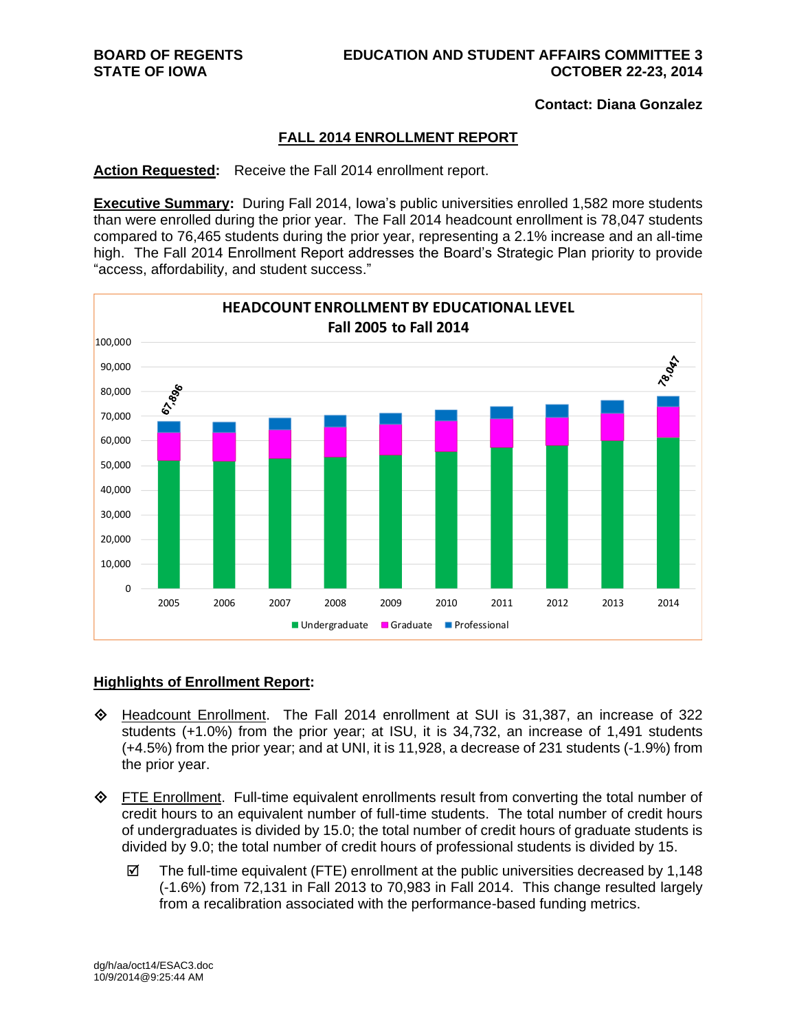**BOARD OF REGENTS**
**STATE OF IOWA**

**EDUCATION AND STUDENT AFFAIRS COMMITTEE 3**
**OCTOBER 22-23, 2014**

**Contact: Diana Gonzalez**

## FALL 2014 ENROLLMENT REPORT

**Action Requested:** Receive the Fall 2014 enrollment report.

**Executive Summary:** During Fall 2014, Iowa's public universities enrolled 1,582 more students than were enrolled during the prior year. The Fall 2014 headcount enrollment is 78,047 students compared to 76,465 students during the prior year, representing a 2.1% increase and an all-time high. The Fall 2014 Enrollment Report addresses the Board's Strategic Plan priority to provide "access, affordability, and student success."

**HEADCOUNT ENROLLMENT BY EDUCATIONAL LEVEL**
**Fall 2005 to Fall 2014**

(Stacked bar chart: Undergraduate, Graduate, Professional; 2005 total 67,896; 2014 total 78,047)

**Highlights of Enrollment Report:**

- Headcount Enrollment. The Fall 2014 enrollment at SUI is 31,387, an increase of 322 students (+1.0%) from the prior year; at ISU, it is 34,732, an increase of 1,491 students (+4.5%) from the prior year; and at UNI, it is 11,928, a decrease of 231 students (-1.9%) from the prior year.

- FTE Enrollment. Full-time equivalent enrollments result from converting the total number of credit hours to an equivalent number of full-time students. The total number of credit hours of undergraduates is divided by 15.0; the total number of credit hours of graduate students is divided by 9.0; the total number of credit hours of professional students is divided by 15.

  - ☑ The full-time equivalent (FTE) enrollment at the public universities decreased by 1,148 (-1.6%) from 72,131 in Fall 2013 to 70,983 in Fall 2014. This change resulted largely from a recalibration associated with the performance-based funding metrics.

dg/h/aa/oct14/ESAC3.doc
10/9/2014@9:25:44 AM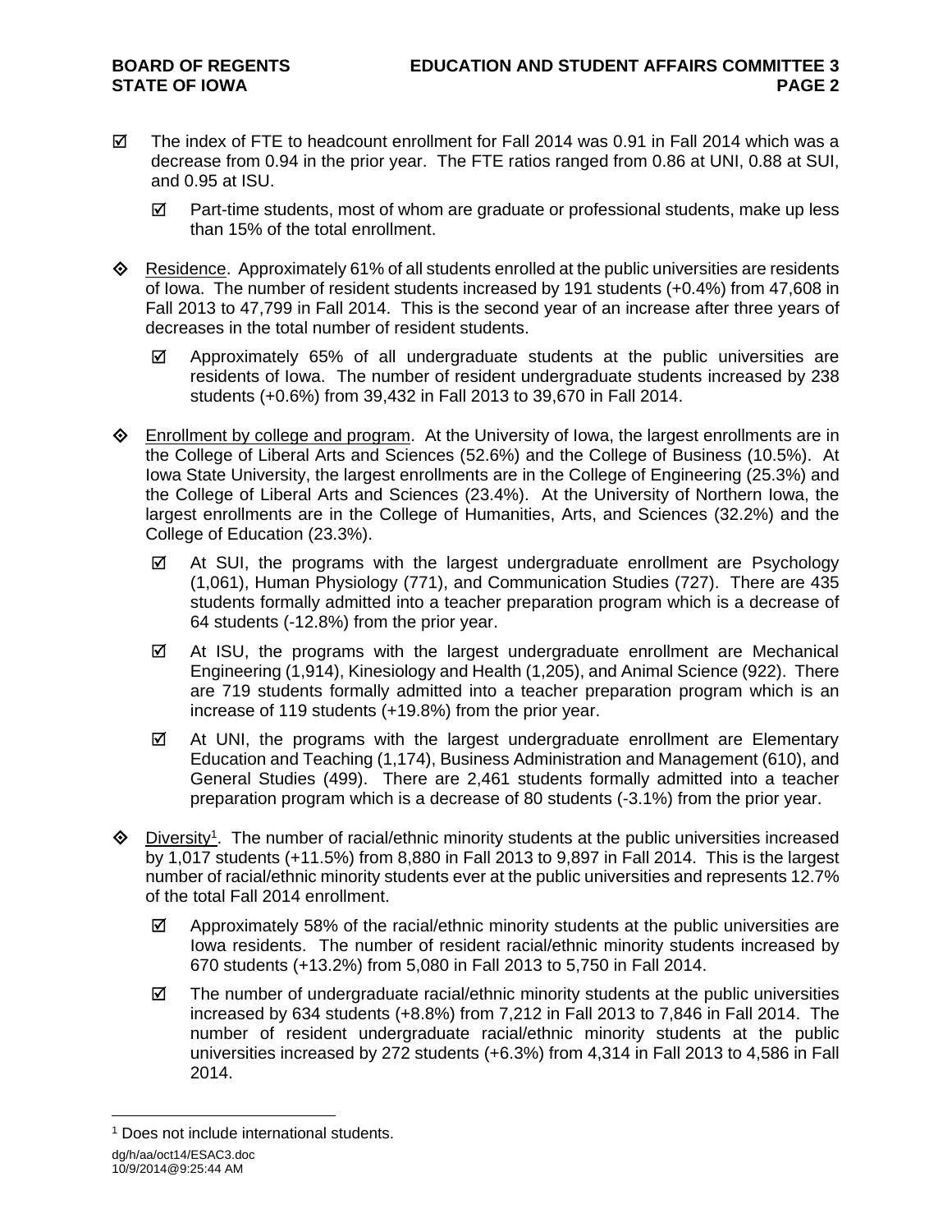- ☑ The index of FTE to headcount enrollment for Fall 2014 was 0.91 in Fall 2014 which was a decrease from 0.94 in the prior year. The FTE ratios ranged from 0.86 at UNI, 0.88 at SUI, and 0.95 at ISU.
  - ☑ Part-time students, most of whom are graduate or professional students, make up less than 15% of the total enrollment.

- ◈ Residence. Approximately 61% of all students enrolled at the public universities are residents of Iowa. The number of resident students increased by 191 students (+0.4%) from 47,608 in Fall 2013 to 47,799 in Fall 2014. This is the second year of an increase after three years of decreases in the total number of resident students.
  - ☑ Approximately 65% of all undergraduate students at the public universities are residents of Iowa. The number of resident undergraduate students increased by 238 students (+0.6%) from 39,432 in Fall 2013 to 39,670 in Fall 2014.

- ◈ Enrollment by college and program. At the University of Iowa, the largest enrollments are in the College of Liberal Arts and Sciences (52.6%) and the College of Business (10.5%). At Iowa State University, the largest enrollments are in the College of Engineering (25.3%) and the College of Liberal Arts and Sciences (23.4%). At the University of Northern Iowa, the largest enrollments are in the College of Humanities, Arts, and Sciences (32.2%) and the College of Education (23.3%).
  - ☑ At SUI, the programs with the largest undergraduate enrollment are Psychology (1,061), Human Physiology (771), and Communication Studies (727). There are 435 students formally admitted into a teacher preparation program which is a decrease of 64 students (-12.8%) from the prior year.
  - ☑ At ISU, the programs with the largest undergraduate enrollment are Mechanical Engineering (1,914), Kinesiology and Health (1,205), and Animal Science (922). There are 719 students formally admitted into a teacher preparation program which is an increase of 119 students (+19.8%) from the prior year.
  - ☑ At UNI, the programs with the largest undergraduate enrollment are Elementary Education and Teaching (1,174), Business Administration and Management (610), and General Studies (499). There are 2,461 students formally admitted into a teacher preparation program which is a decrease of 80 students (-3.1%) from the prior year.

- ◈ Diversity[1]. The number of racial/ethnic minority students at the public universities increased by 1,017 students (+11.5%) from 8,880 in Fall 2013 to 9,897 in Fall 2014. This is the largest number of racial/ethnic minority students ever at the public universities and represents 12.7% of the total Fall 2014 enrollment.
  - ☑ Approximately 58% of the racial/ethnic minority students at the public universities are Iowa residents. The number of resident racial/ethnic minority students increased by 670 students (+13.2%) from 5,080 in Fall 2013 to 5,750 in Fall 2014.
  - ☑ The number of undergraduate racial/ethnic minority students at the public universities increased by 634 students (+8.8%) from 7,212 in Fall 2013 to 7,846 in Fall 2014. The number of resident undergraduate racial/ethnic minority students at the public universities increased by 272 students (+6.3%) from 4,314 in Fall 2013 to 4,586 in Fall 2014.

[1] Does not include international students.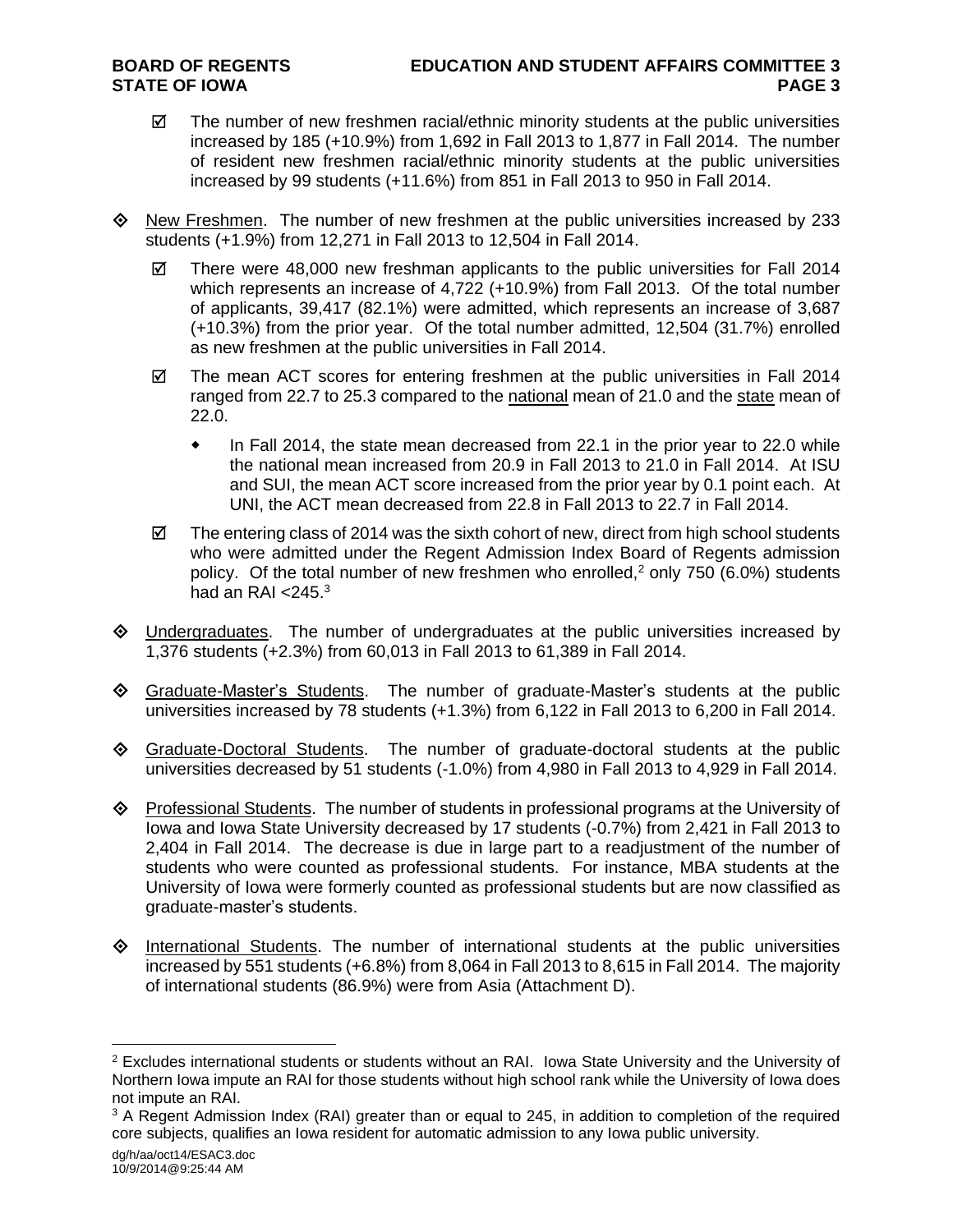- ☑ The number of new freshmen racial/ethnic minority students at the public universities increased by 185 (+10.9%) from 1,692 in Fall 2013 to 1,877 in Fall 2014. The number of resident new freshmen racial/ethnic minority students at the public universities increased by 99 students (+11.6%) from 851 in Fall 2013 to 950 in Fall 2014.

◈ New Freshmen. The number of new freshmen at the public universities increased by 233 students (+1.9%) from 12,271 in Fall 2013 to 12,504 in Fall 2014.

- ☑ There were 48,000 new freshman applicants to the public universities for Fall 2014 which represents an increase of 4,722 (+10.9%) from Fall 2013. Of the total number of applicants, 39,417 (82.1%) were admitted, which represents an increase of 3,687 (+10.3%) from the prior year. Of the total number admitted, 12,504 (31.7%) enrolled as new freshmen at the public universities in Fall 2014.

- ☑ The mean ACT scores for entering freshmen at the public universities in Fall 2014 ranged from 22.7 to 25.3 compared to the national mean of 21.0 and the state mean of 22.0.

  - In Fall 2014, the state mean decreased from 22.1 in the prior year to 22.0 while the national mean increased from 20.9 in Fall 2013 to 21.0 in Fall 2014. At ISU and SUI, the mean ACT score increased from the prior year by 0.1 point each. At UNI, the ACT mean decreased from 22.8 in Fall 2013 to 22.7 in Fall 2014.

- ☑ The entering class of 2014 was the sixth cohort of new, direct from high school students who were admitted under the Regent Admission Index Board of Regents admission policy. Of the total number of new freshmen who enrolled,[2] only 750 (6.0%) students had an RAI <245.[3]

◈ Undergraduates. The number of undergraduates at the public universities increased by 1,376 students (+2.3%) from 60,013 in Fall 2013 to 61,389 in Fall 2014.

◈ Graduate-Master's Students. The number of graduate-Master's students at the public universities increased by 78 students (+1.3%) from 6,122 in Fall 2013 to 6,200 in Fall 2014.

◈ Graduate-Doctoral Students. The number of graduate-doctoral students at the public universities decreased by 51 students (-1.0%) from 4,980 in Fall 2013 to 4,929 in Fall 2014.

◈ Professional Students. The number of students in professional programs at the University of Iowa and Iowa State University decreased by 17 students (-0.7%) from 2,421 in Fall 2013 to 2,404 in Fall 2014. The decrease is due in large part to a readjustment of the number of students who were counted as professional students. For instance, MBA students at the University of Iowa were formerly counted as professional students but are now classified as graduate-master's students.

◈ International Students. The number of international students at the public universities increased by 551 students (+6.8%) from 8,064 in Fall 2013 to 8,615 in Fall 2014. The majority of international students (86.9%) were from Asia (Attachment D).

---

[2] Excludes international students or students without an RAI. Iowa State University and the University of Northern Iowa impute an RAI for those students without high school rank while the University of Iowa does not impute an RAI.

[3] A Regent Admission Index (RAI) greater than or equal to 245, in addition to completion of the required core subjects, qualifies an Iowa resident for automatic admission to any Iowa public university.

dg/h/aa/oct14/ESAC3.doc
10/9/2014@9:25:44 AM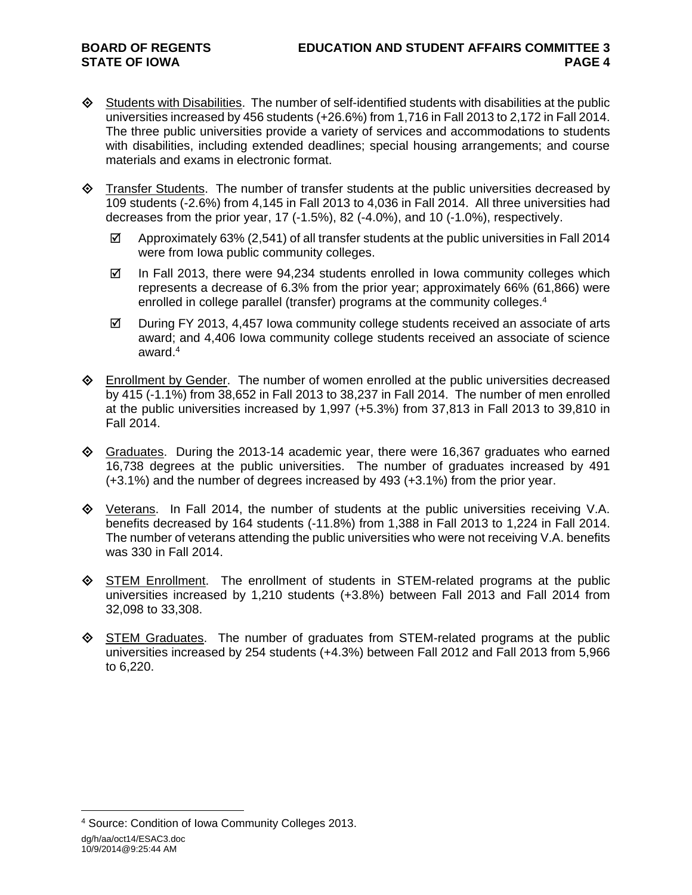- Students with Disabilities. The number of self-identified students with disabilities at the public universities increased by 456 students (+26.6%) from 1,716 in Fall 2013 to 2,172 in Fall 2014. The three public universities provide a variety of services and accommodations to students with disabilities, including extended deadlines; special housing arrangements; and course materials and exams in electronic format.

- Transfer Students. The number of transfer students at the public universities decreased by 109 students (-2.6%) from 4,145 in Fall 2013 to 4,036 in Fall 2014. All three universities had decreases from the prior year, 17 (-1.5%), 82 (-4.0%), and 10 (-1.0%), respectively.

  - ☑ Approximately 63% (2,541) of all transfer students at the public universities in Fall 2014 were from Iowa public community colleges.
  - ☑ In Fall 2013, there were 94,234 students enrolled in Iowa community colleges which represents a decrease of 6.3% from the prior year; approximately 66% (61,866) were enrolled in college parallel (transfer) programs at the community colleges.[4]
  - ☑ During FY 2013, 4,457 Iowa community college students received an associate of arts award; and 4,406 Iowa community college students received an associate of science award.[4]

- Enrollment by Gender. The number of women enrolled at the public universities decreased by 415 (-1.1%) from 38,652 in Fall 2013 to 38,237 in Fall 2014. The number of men enrolled at the public universities increased by 1,997 (+5.3%) from 37,813 in Fall 2013 to 39,810 in Fall 2014.

- Graduates. During the 2013-14 academic year, there were 16,367 graduates who earned 16,738 degrees at the public universities. The number of graduates increased by 491 (+3.1%) and the number of degrees increased by 493 (+3.1%) from the prior year.

- Veterans. In Fall 2014, the number of students at the public universities receiving V.A. benefits decreased by 164 students (-11.8%) from 1,388 in Fall 2013 to 1,224 in Fall 2014. The number of veterans attending the public universities who were not receiving V.A. benefits was 330 in Fall 2014.

- STEM Enrollment. The enrollment of students in STEM-related programs at the public universities increased by 1,210 students (+3.8%) between Fall 2013 and Fall 2014 from 32,098 to 33,308.

- STEM Graduates. The number of graduates from STEM-related programs at the public universities increased by 254 students (+4.3%) between Fall 2012 and Fall 2013 from 5,966 to 6,220.

---

[4] Source: Condition of Iowa Community Colleges 2013.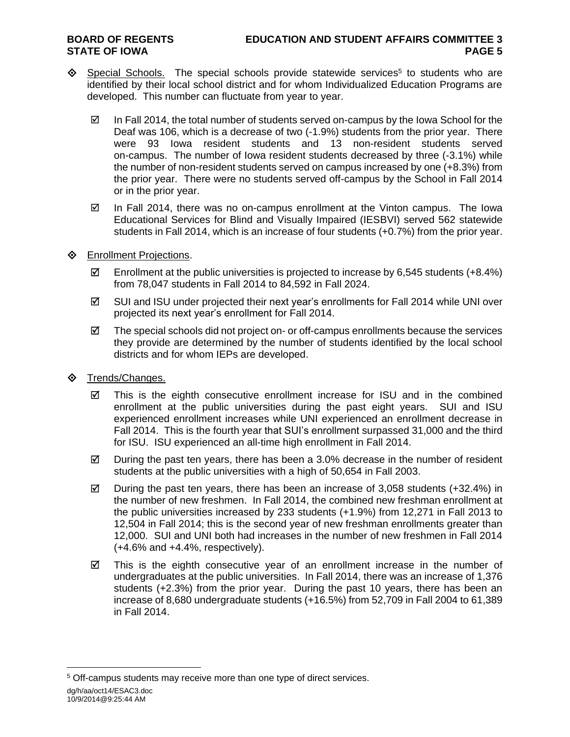- Special Schools. The special schools provide statewide services[5] to students who are identified by their local school district and for whom Individualized Education Programs are developed. This number can fluctuate from year to year.

  - ☑ In Fall 2014, the total number of students served on-campus by the Iowa School for the Deaf was 106, which is a decrease of two (-1.9%) students from the prior year. There were 93 Iowa resident students and 13 non-resident students served on-campus. The number of Iowa resident students decreased by three (-3.1%) while the number of non-resident students served on campus increased by one (+8.3%) from the prior year. There were no students served off-campus by the School in Fall 2014 or in the prior year.

  - ☑ In Fall 2014, there was no on-campus enrollment at the Vinton campus. The Iowa Educational Services for Blind and Visually Impaired (IESBVI) served 562 statewide students in Fall 2014, which is an increase of four students (+0.7%) from the prior year.

- Enrollment Projections.

  - ☑ Enrollment at the public universities is projected to increase by 6,545 students (+8.4%) from 78,047 students in Fall 2014 to 84,592 in Fall 2024.

  - ☑ SUI and ISU under projected their next year's enrollments for Fall 2014 while UNI over projected its next year's enrollment for Fall 2014.

  - ☑ The special schools did not project on- or off-campus enrollments because the services they provide are determined by the number of students identified by the local school districts and for whom IEPs are developed.

- Trends/Changes.

  - ☑ This is the eighth consecutive enrollment increase for ISU and in the combined enrollment at the public universities during the past eight years. SUI and ISU experienced enrollment increases while UNI experienced an enrollment decrease in Fall 2014. This is the fourth year that SUI's enrollment surpassed 31,000 and the third for ISU. ISU experienced an all-time high enrollment in Fall 2014.

  - ☑ During the past ten years, there has been a 3.0% decrease in the number of resident students at the public universities with a high of 50,654 in Fall 2003.

  - ☑ During the past ten years, there has been an increase of 3,058 students (+32.4%) in the number of new freshmen. In Fall 2014, the combined new freshman enrollment at the public universities increased by 233 students (+1.9%) from 12,271 in Fall 2013 to 12,504 in Fall 2014; this is the second year of new freshman enrollments greater than 12,000. SUI and UNI both had increases in the number of new freshmen in Fall 2014 (+4.6% and +4.4%, respectively).

  - ☑ This is the eighth consecutive year of an enrollment increase in the number of undergraduates at the public universities. In Fall 2014, there was an increase of 1,376 students (+2.3%) from the prior year. During the past 10 years, there has been an increase of 8,680 undergraduate students (+16.5%) from 52,709 in Fall 2004 to 61,389 in Fall 2014.

---

[5] Off-campus students may receive more than one type of direct services.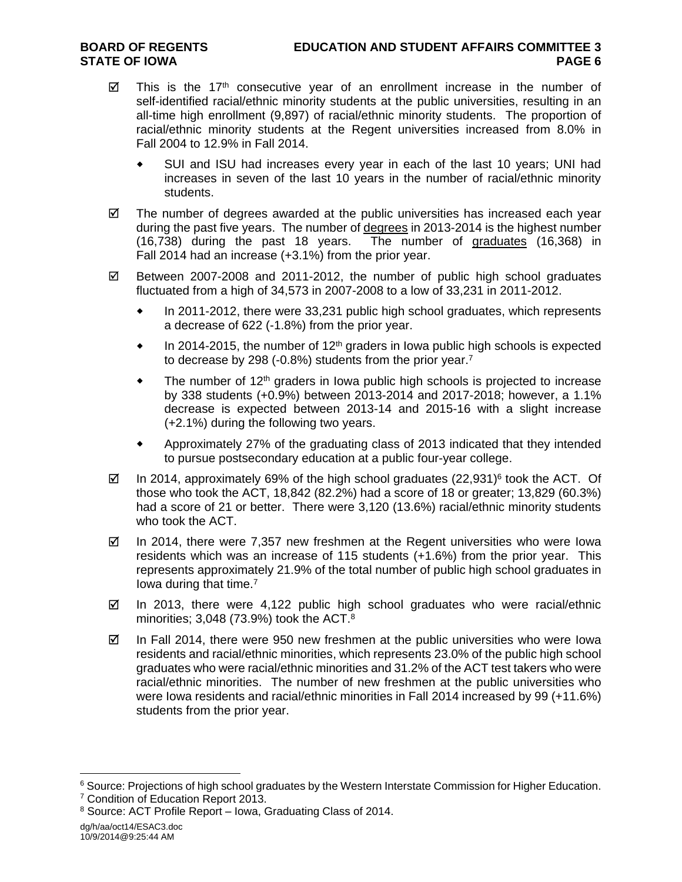- ☑ This is the 17th consecutive year of an enrollment increase in the number of self-identified racial/ethnic minority students at the public universities, resulting in an all-time high enrollment (9,897) of racial/ethnic minority students. The proportion of racial/ethnic minority students at the Regent universities increased from 8.0% in Fall 2004 to 12.9% in Fall 2014.
  - SUI and ISU had increases every year in each of the last 10 years; UNI had increases in seven of the last 10 years in the number of racial/ethnic minority students.
- ☑ The number of degrees awarded at the public universities has increased each year during the past five years. The number of <u>degrees</u> in 2013-2014 is the highest number (16,738) during the past 18 years. The number of <u>graduates</u> (16,368) in Fall 2014 had an increase (+3.1%) from the prior year.
- ☑ Between 2007-2008 and 2011-2012, the number of public high school graduates fluctuated from a high of 34,573 in 2007-2008 to a low of 33,231 in 2011-2012.
  - In 2011-2012, there were 33,231 public high school graduates, which represents a decrease of 622 (-1.8%) from the prior year.
  - In 2014-2015, the number of 12th graders in Iowa public high schools is expected to decrease by 298 (-0.8%) students from the prior year.[7]
  - The number of 12th graders in Iowa public high schools is projected to increase by 338 students (+0.9%) between 2013-2014 and 2017-2018; however, a 1.1% decrease is expected between 2013-14 and 2015-16 with a slight increase (+2.1%) during the following two years.
  - Approximately 27% of the graduating class of 2013 indicated that they intended to pursue postsecondary education at a public four-year college.
- ☑ In 2014, approximately 69% of the high school graduates (22,931)[6] took the ACT. Of those who took the ACT, 18,842 (82.2%) had a score of 18 or greater; 13,829 (60.3%) had a score of 21 or better. There were 3,120 (13.6%) racial/ethnic minority students who took the ACT.
- ☑ In 2014, there were 7,357 new freshmen at the Regent universities who were Iowa residents which was an increase of 115 students (+1.6%) from the prior year. This represents approximately 21.9% of the total number of public high school graduates in Iowa during that time.[7]
- ☑ In 2013, there were 4,122 public high school graduates who were racial/ethnic minorities; 3,048 (73.9%) took the ACT.[8]
- ☑ In Fall 2014, there were 950 new freshmen at the public universities who were Iowa residents and racial/ethnic minorities, which represents 23.0% of the public high school graduates who were racial/ethnic minorities and 31.2% of the ACT test takers who were racial/ethnic minorities. The number of new freshmen at the public universities who were Iowa residents and racial/ethnic minorities in Fall 2014 increased by 99 (+11.6%) students from the prior year.

---

[6] Source: Projections of high school graduates by the Western Interstate Commission for Higher Education.

[7] Condition of Education Report 2013.

[8] Source: ACT Profile Report – Iowa, Graduating Class of 2014.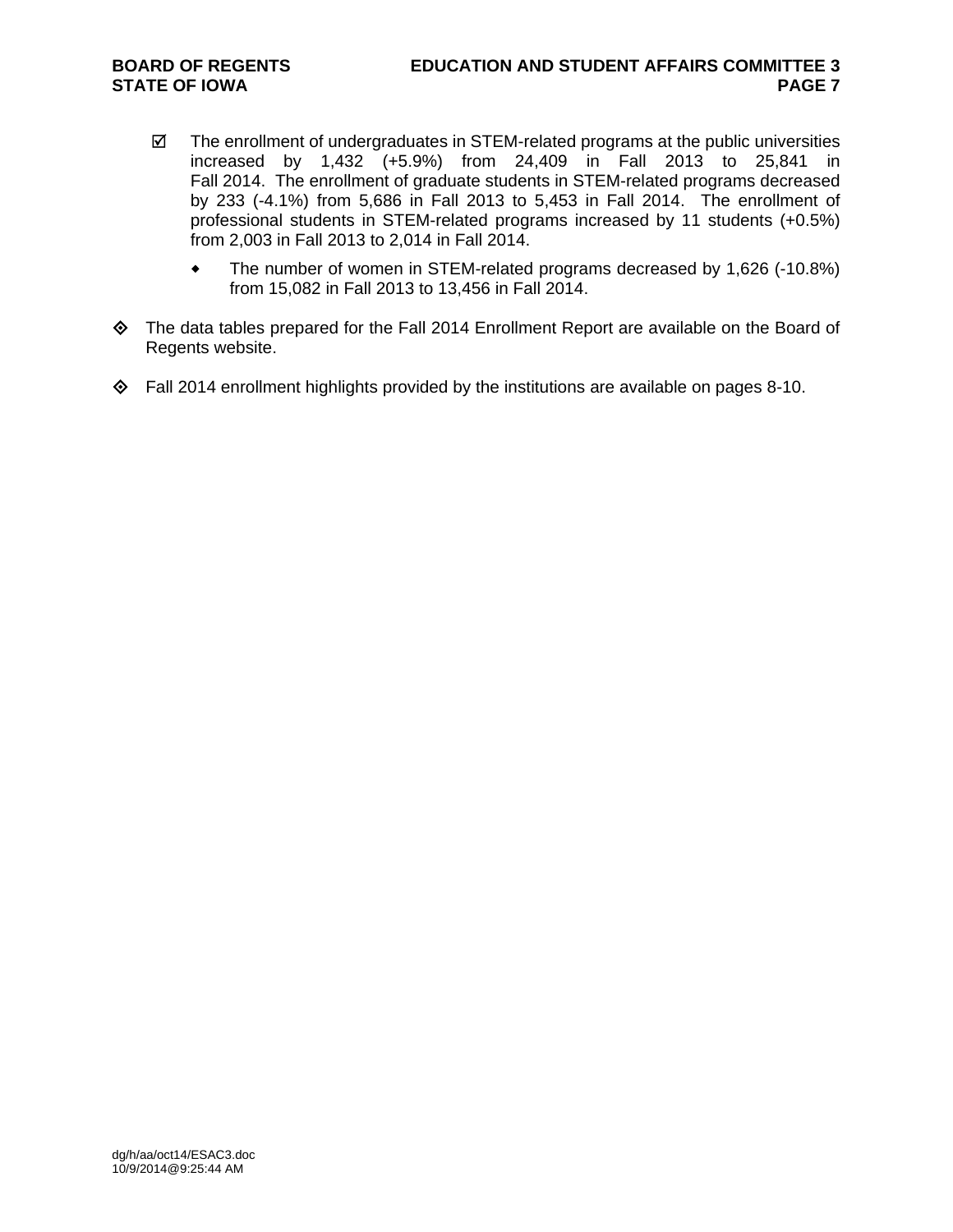- ☑ The enrollment of undergraduates in STEM-related programs at the public universities increased by 1,432 (+5.9%) from 24,409 in Fall 2013 to 25,841 in Fall 2014. The enrollment of graduate students in STEM-related programs decreased by 233 (-4.1%) from 5,686 in Fall 2013 to 5,453 in Fall 2014. The enrollment of professional students in STEM-related programs increased by 11 students (+0.5%) from 2,003 in Fall 2013 to 2,014 in Fall 2014.
  - The number of women in STEM-related programs decreased by 1,626 (-10.8%) from 15,082 in Fall 2013 to 13,456 in Fall 2014.

- The data tables prepared for the Fall 2014 Enrollment Report are available on the Board of Regents website.

- Fall 2014 enrollment highlights provided by the institutions are available on pages 8-10.

dg/h/aa/oct14/ESAC3.doc
10/9/2014@9:25:44 AM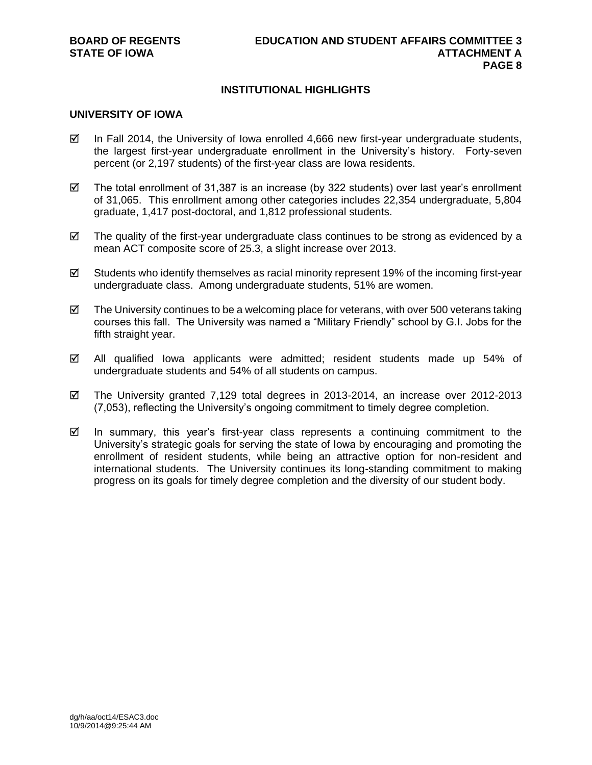## INSTITUTIONAL HIGHLIGHTS

### UNIVERSITY OF IOWA

- ☑ In Fall 2014, the University of Iowa enrolled 4,666 new first-year undergraduate students, the largest first-year undergraduate enrollment in the University's history. Forty-seven percent (or 2,197 students) of the first-year class are Iowa residents.

- ☑ The total enrollment of 31,387 is an increase (by 322 students) over last year's enrollment of 31,065. This enrollment among other categories includes 22,354 undergraduate, 5,804 graduate, 1,417 post-doctoral, and 1,812 professional students.

- ☑ The quality of the first-year undergraduate class continues to be strong as evidenced by a mean ACT composite score of 25.3, a slight increase over 2013.

- ☑ Students who identify themselves as racial minority represent 19% of the incoming first-year undergraduate class. Among undergraduate students, 51% are women.

- ☑ The University continues to be a welcoming place for veterans, with over 500 veterans taking courses this fall. The University was named a "Military Friendly" school by G.I. Jobs for the fifth straight year.

- ☑ All qualified Iowa applicants were admitted; resident students made up 54% of undergraduate students and 54% of all students on campus.

- ☑ The University granted 7,129 total degrees in 2013-2014, an increase over 2012-2013 (7,053), reflecting the University's ongoing commitment to timely degree completion.

- ☑ In summary, this year's first-year class represents a continuing commitment to the University's strategic goals for serving the state of Iowa by encouraging and promoting the enrollment of resident students, while being an attractive option for non-resident and international students. The University continues its long-standing commitment to making progress on its goals for timely degree completion and the diversity of our student body.

dg/h/aa/oct14/ESAC3.doc
10/9/2014@9:25:44 AM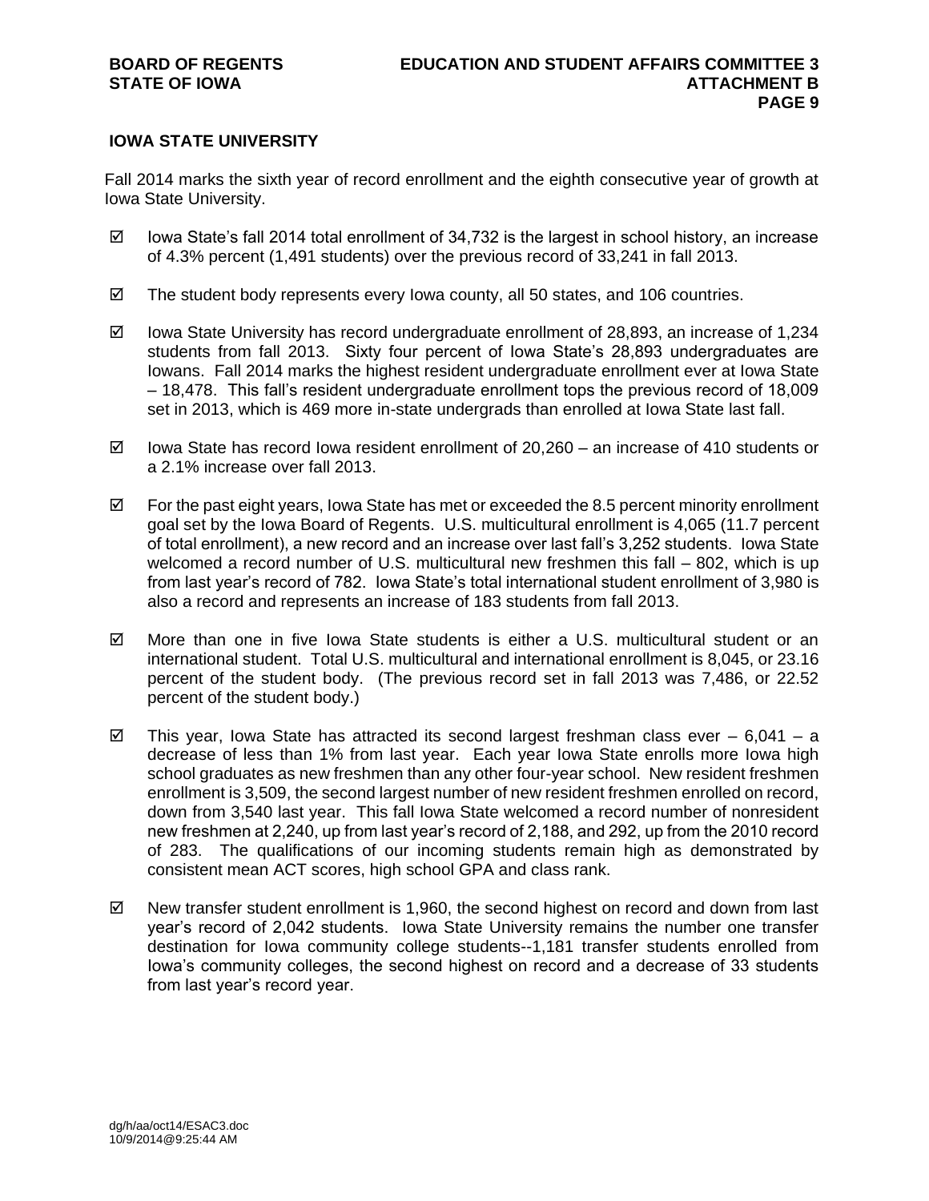## IOWA STATE UNIVERSITY

Fall 2014 marks the sixth year of record enrollment and the eighth consecutive year of growth at Iowa State University.

- ☑ Iowa State's fall 2014 total enrollment of 34,732 is the largest in school history, an increase of 4.3% percent (1,491 students) over the previous record of 33,241 in fall 2013.
- ☑ The student body represents every Iowa county, all 50 states, and 106 countries.
- ☑ Iowa State University has record undergraduate enrollment of 28,893, an increase of 1,234 students from fall 2013. Sixty four percent of Iowa State's 28,893 undergraduates are Iowans. Fall 2014 marks the highest resident undergraduate enrollment ever at Iowa State – 18,478. This fall's resident undergraduate enrollment tops the previous record of 18,009 set in 2013, which is 469 more in-state undergrads than enrolled at Iowa State last fall.
- ☑ Iowa State has record Iowa resident enrollment of 20,260 – an increase of 410 students or a 2.1% increase over fall 2013.
- ☑ For the past eight years, Iowa State has met or exceeded the 8.5 percent minority enrollment goal set by the Iowa Board of Regents. U.S. multicultural enrollment is 4,065 (11.7 percent of total enrollment), a new record and an increase over last fall's 3,252 students. Iowa State welcomed a record number of U.S. multicultural new freshmen this fall – 802, which is up from last year's record of 782. Iowa State's total international student enrollment of 3,980 is also a record and represents an increase of 183 students from fall 2013.
- ☑ More than one in five Iowa State students is either a U.S. multicultural student or an international student. Total U.S. multicultural and international enrollment is 8,045, or 23.16 percent of the student body. (The previous record set in fall 2013 was 7,486, or 22.52 percent of the student body.)
- ☑ This year, Iowa State has attracted its second largest freshman class ever – 6,041 – a decrease of less than 1% from last year. Each year Iowa State enrolls more Iowa high school graduates as new freshmen than any other four-year school. New resident freshmen enrollment is 3,509, the second largest number of new resident freshmen enrolled on record, down from 3,540 last year. This fall Iowa State welcomed a record number of nonresident new freshmen at 2,240, up from last year's record of 2,188, and 292, up from the 2010 record of 283. The qualifications of our incoming students remain high as demonstrated by consistent mean ACT scores, high school GPA and class rank.
- ☑ New transfer student enrollment is 1,960, the second highest on record and down from last year's record of 2,042 students. Iowa State University remains the number one transfer destination for Iowa community college students--1,181 transfer students enrolled from Iowa's community colleges, the second highest on record and a decrease of 33 students from last year's record year.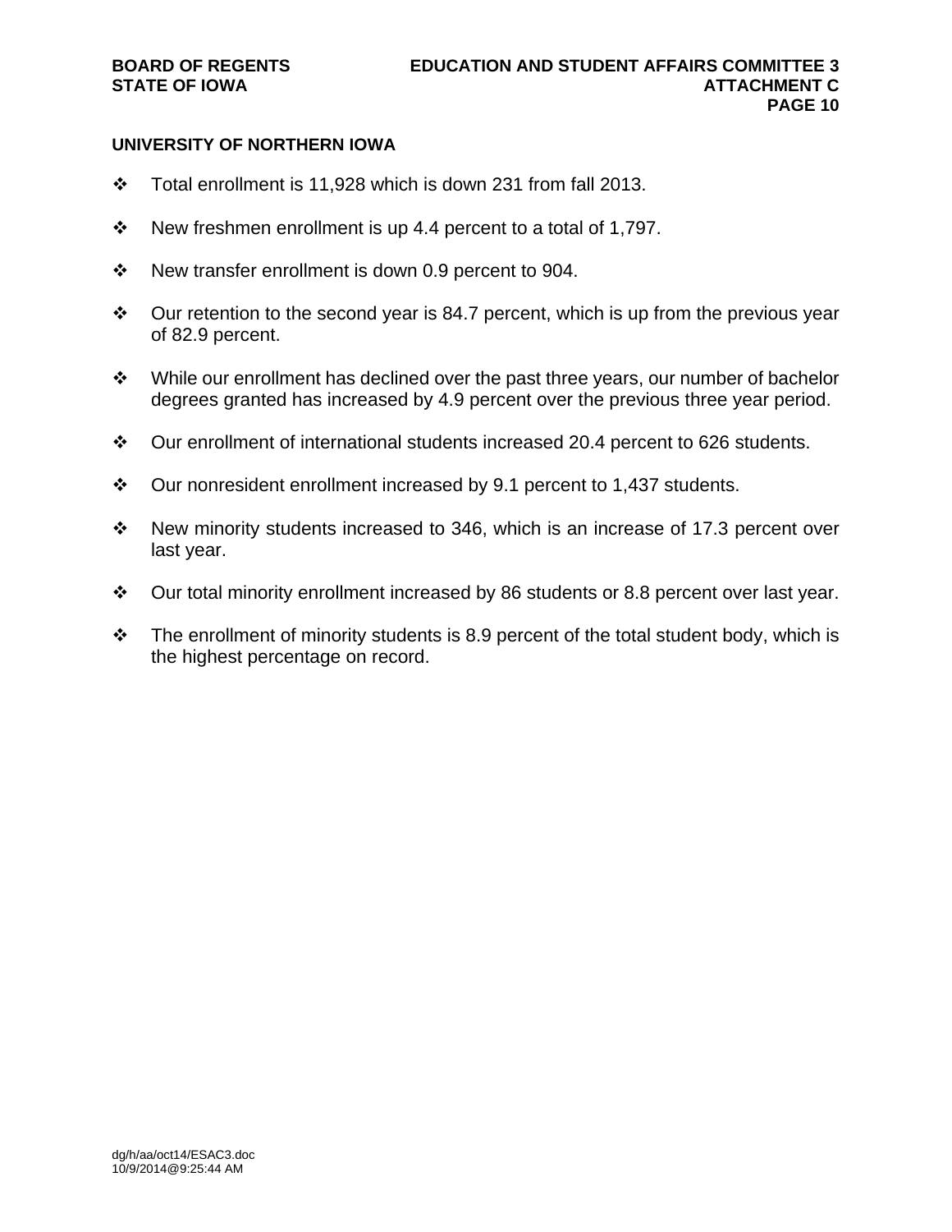## UNIVERSITY OF NORTHERN IOWA

- Total enrollment is 11,928 which is down 231 from fall 2013.
- New freshmen enrollment is up 4.4 percent to a total of 1,797.
- New transfer enrollment is down 0.9 percent to 904.
- Our retention to the second year is 84.7 percent, which is up from the previous year of 82.9 percent.
- While our enrollment has declined over the past three years, our number of bachelor degrees granted has increased by 4.9 percent over the previous three year period.
- Our enrollment of international students increased 20.4 percent to 626 students.
- Our nonresident enrollment increased by 9.1 percent to 1,437 students.
- New minority students increased to 346, which is an increase of 17.3 percent over last year.
- Our total minority enrollment increased by 86 students or 8.8 percent over last year.
- The enrollment of minority students is 8.9 percent of the total student body, which is the highest percentage on record.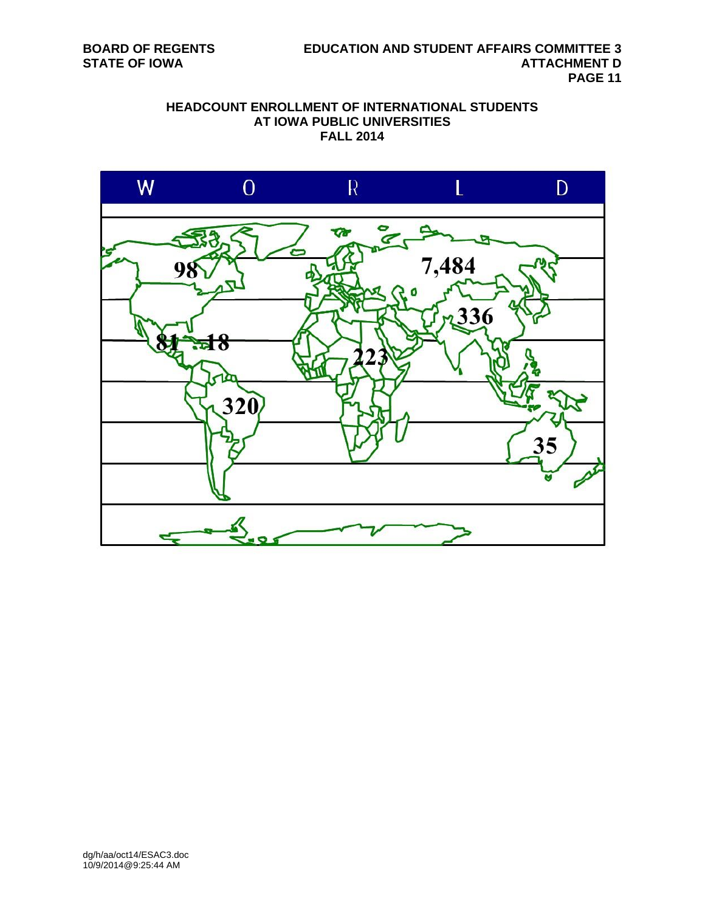**HEADCOUNT ENROLLMENT OF INTERNATIONAL STUDENTS AT IOWA PUBLIC UNIVERSITIES FALL 2014**

W O R L D

98

81

18

320

223

7,484

336

35

dg/h/aa/oct14/ESAC3.doc
10/9/2014@9:25:44 AM